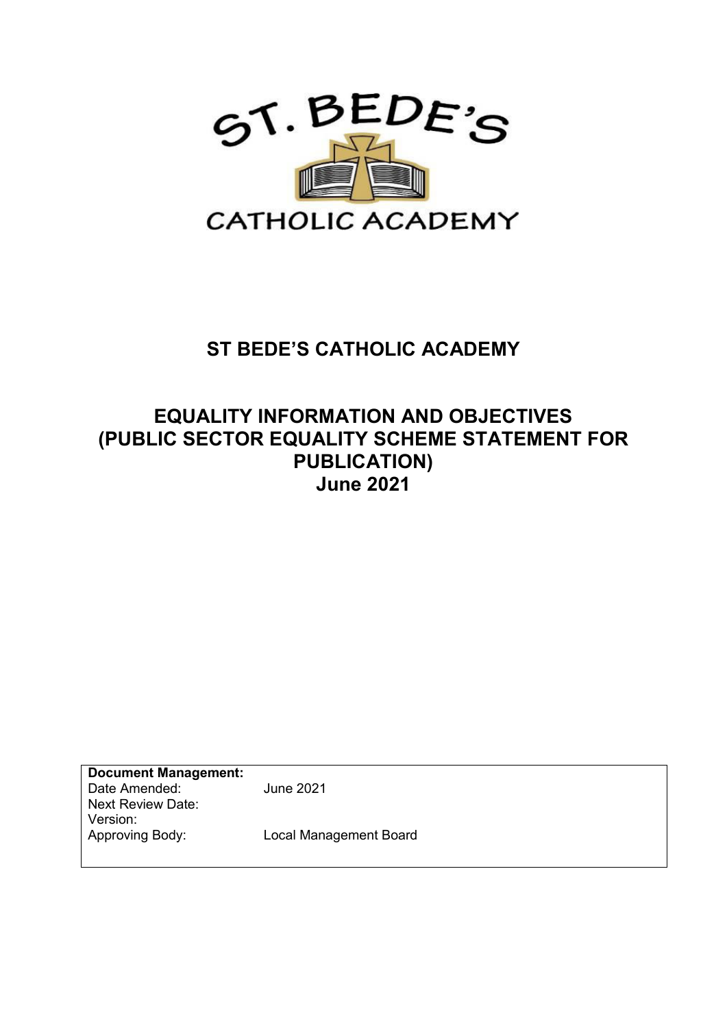# ST BEDE'S CATHOLIC ACADEMY

## EQUALITY INFORMATION AND OBJECTIVES (PUBLIC SECTOR EQUALITY SCHEME STATEMENT FOR PUBLICATION) June 2021

| **Document Management:** | |
|---|---|
| Date Amended: | June 2021 |
| Next Review Date: | |
| Version: | |
| Approving Body: | Local Management Board |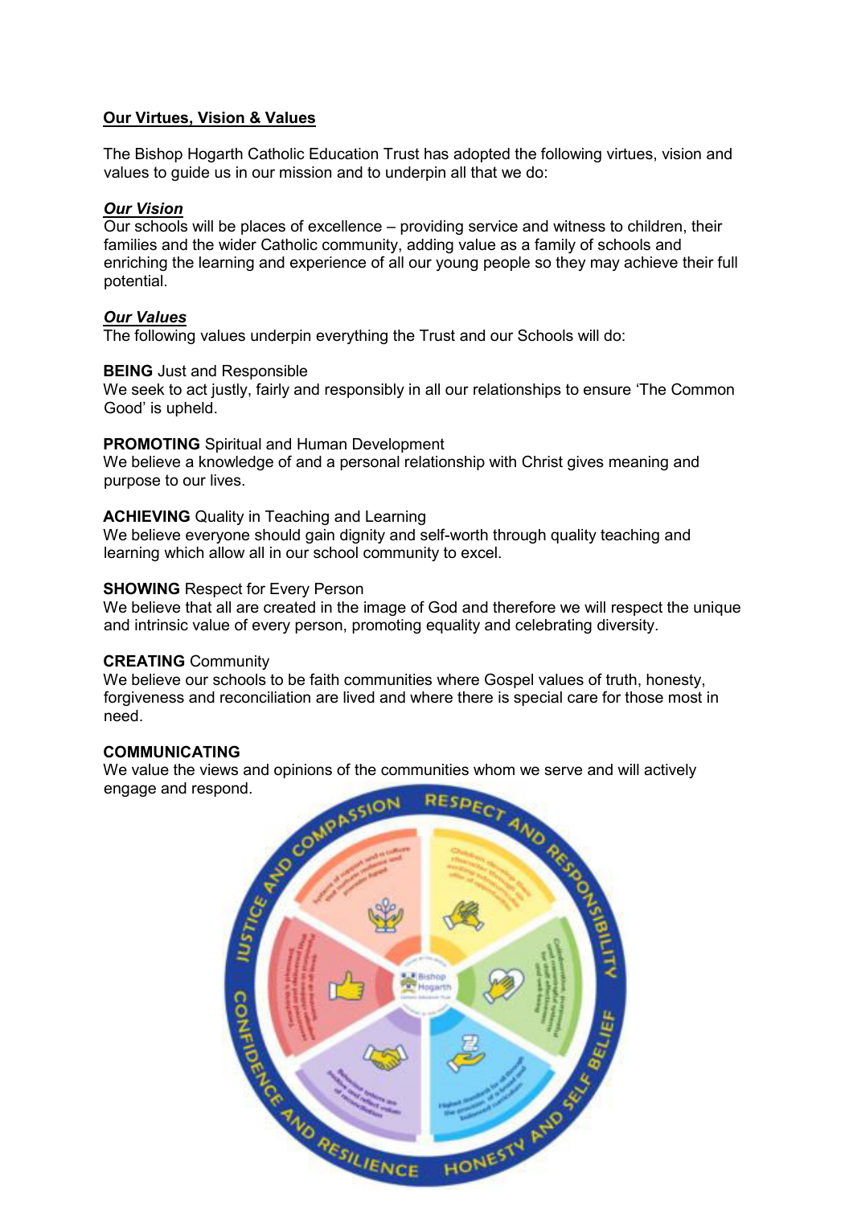## **Our Virtues, Vision & Values**

The Bishop Hogarth Catholic Education Trust has adopted the following virtues, vision and values to guide us in our mission and to underpin all that we do:

### ***Our Vision***

Our schools will be places of excellence – providing service and witness to children, their families and the wider Catholic community, adding value as a family of schools and enriching the learning and experience of all our young people so they may achieve their full potential.

### ***Our Values***

The following values underpin everything the Trust and our Schools will do:

**BEING** Just and Responsible
We seek to act justly, fairly and responsibly in all our relationships to ensure 'The Common Good' is upheld.

**PROMOTING** Spiritual and Human Development
We believe a knowledge of and a personal relationship with Christ gives meaning and purpose to our lives.

**ACHIEVING** Quality in Teaching and Learning
We believe everyone should gain dignity and self-worth through quality teaching and learning which allow all in our school community to excel.

**SHOWING** Respect for Every Person
We believe that all are created in the image of God and therefore we will respect the unique and intrinsic value of every person, promoting equality and celebrating diversity.

**CREATING** Community
We believe our schools to be faith communities where Gospel values of truth, honesty, forgiveness and reconciliation are lived and where there is special care for those most in need.

**COMMUNICATING**
We value the views and opinions of the communities whom we serve and will actively engage and respond.

JUSTICE AND COMPASSION · RESPECT AND RESPONSIBILITY · HONESTY AND SELF BELIEF · CONFIDENCE AND RESILIENCE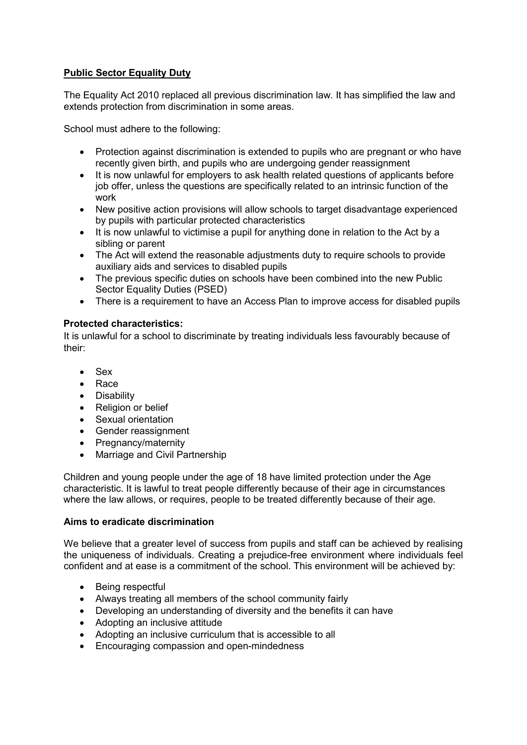**Public Sector Equality Duty**

The Equality Act 2010 replaced all previous discrimination law. It has simplified the law and extends protection from discrimination in some areas.

School must adhere to the following:

- Protection against discrimination is extended to pupils who are pregnant or who have recently given birth, and pupils who are undergoing gender reassignment
- It is now unlawful for employers to ask health related questions of applicants before job offer, unless the questions are specifically related to an intrinsic function of the work
- New positive action provisions will allow schools to target disadvantage experienced by pupils with particular protected characteristics
- It is now unlawful to victimise a pupil for anything done in relation to the Act by a sibling or parent
- The Act will extend the reasonable adjustments duty to require schools to provide auxiliary aids and services to disabled pupils
- The previous specific duties on schools have been combined into the new Public Sector Equality Duties (PSED)
- There is a requirement to have an Access Plan to improve access for disabled pupils

**Protected characteristics:**

It is unlawful for a school to discriminate by treating individuals less favourably because of their:

- Sex
- Race
- Disability
- Religion or belief
- Sexual orientation
- Gender reassignment
- Pregnancy/maternity
- Marriage and Civil Partnership

Children and young people under the age of 18 have limited protection under the Age characteristic. It is lawful to treat people differently because of their age in circumstances where the law allows, or requires, people to be treated differently because of their age.

**Aims to eradicate discrimination**

We believe that a greater level of success from pupils and staff can be achieved by realising the uniqueness of individuals. Creating a prejudice-free environment where individuals feel confident and at ease is a commitment of the school. This environment will be achieved by:

- Being respectful
- Always treating all members of the school community fairly
- Developing an understanding of diversity and the benefits it can have
- Adopting an inclusive attitude
- Adopting an inclusive curriculum that is accessible to all
- Encouraging compassion and open-mindedness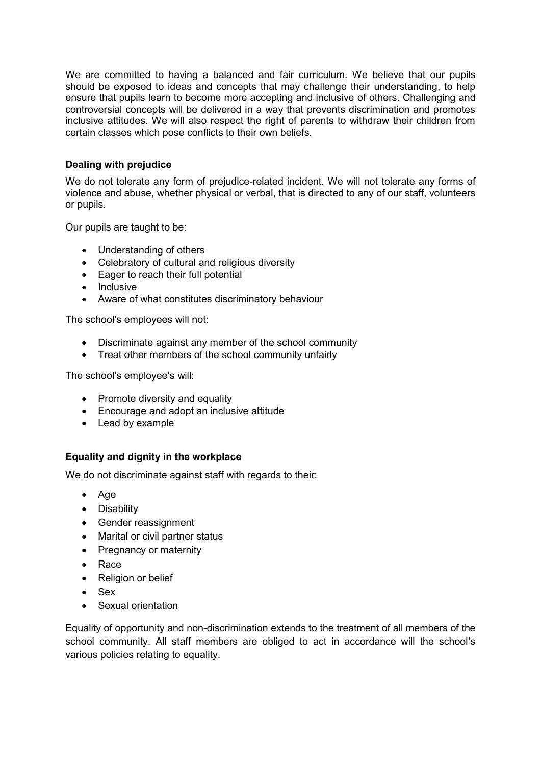We are committed to having a balanced and fair curriculum. We believe that our pupils should be exposed to ideas and concepts that may challenge their understanding, to help ensure that pupils learn to become more accepting and inclusive of others. Challenging and controversial concepts will be delivered in a way that prevents discrimination and promotes inclusive attitudes. We will also respect the right of parents to withdraw their children from certain classes which pose conflicts to their own beliefs.

**Dealing with prejudice**

We do not tolerate any form of prejudice-related incident. We will not tolerate any forms of violence and abuse, whether physical or verbal, that is directed to any of our staff, volunteers or pupils.

Our pupils are taught to be:

- Understanding of others
- Celebratory of cultural and religious diversity
- Eager to reach their full potential
- Inclusive
- Aware of what constitutes discriminatory behaviour

The school's employees will not:

- Discriminate against any member of the school community
- Treat other members of the school community unfairly

The school's employee's will:

- Promote diversity and equality
- Encourage and adopt an inclusive attitude
- Lead by example

**Equality and dignity in the workplace**

We do not discriminate against staff with regards to their:

- Age
- Disability
- Gender reassignment
- Marital or civil partner status
- Pregnancy or maternity
- Race
- Religion or belief
- Sex
- Sexual orientation

Equality of opportunity and non-discrimination extends to the treatment of all members of the school community. All staff members are obliged to act in accordance will the school's various policies relating to equality.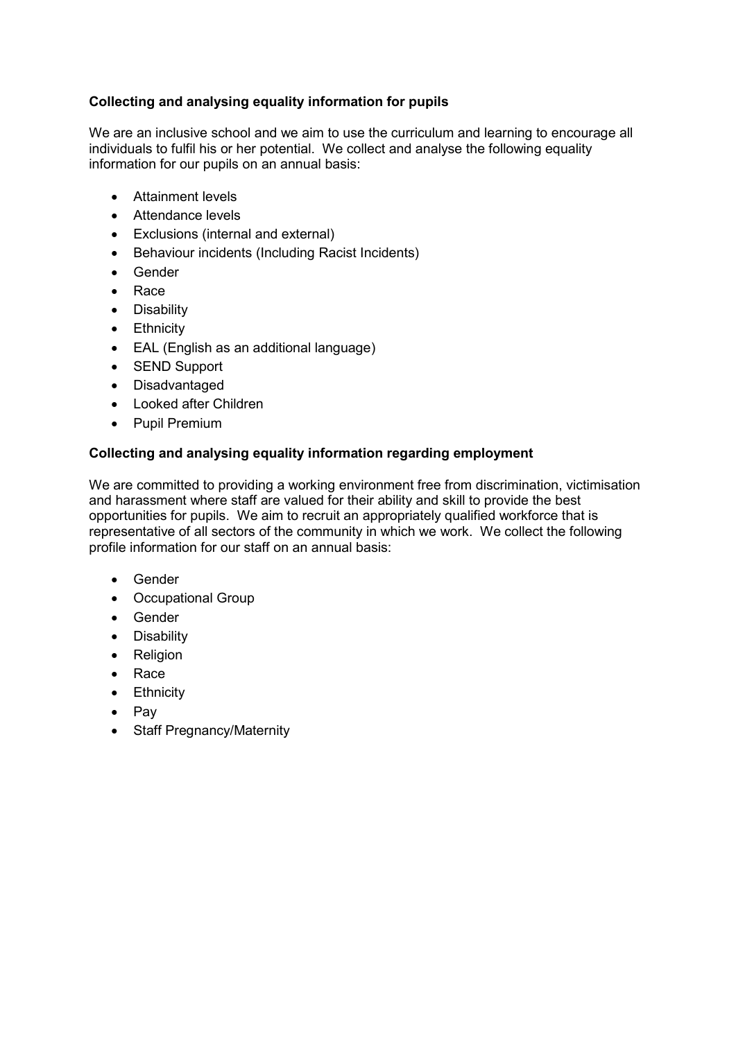**Collecting and analysing equality information for pupils**

We are an inclusive school and we aim to use the curriculum and learning to encourage all individuals to fulfil his or her potential. We collect and analyse the following equality information for our pupils on an annual basis:

- Attainment levels
- Attendance levels
- Exclusions (internal and external)
- Behaviour incidents (Including Racist Incidents)
- Gender
- Race
- Disability
- Ethnicity
- EAL (English as an additional language)
- SEND Support
- Disadvantaged
- Looked after Children
- Pupil Premium

**Collecting and analysing equality information regarding employment**

We are committed to providing a working environment free from discrimination, victimisation and harassment where staff are valued for their ability and skill to provide the best opportunities for pupils. We aim to recruit an appropriately qualified workforce that is representative of all sectors of the community in which we work. We collect the following profile information for our staff on an annual basis:

- Gender
- Occupational Group
- Gender
- Disability
- Religion
- Race
- Ethnicity
- Pay
- Staff Pregnancy/Maternity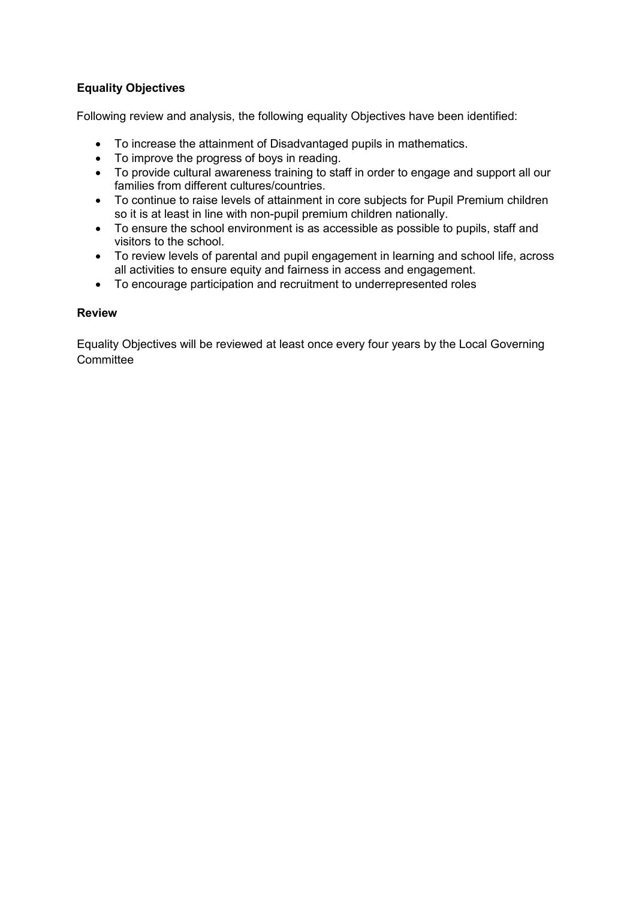**Equality Objectives**

Following review and analysis, the following equality Objectives have been identified:

- To increase the attainment of Disadvantaged pupils in mathematics.
- To improve the progress of boys in reading.
- To provide cultural awareness training to staff in order to engage and support all our families from different cultures/countries.
- To continue to raise levels of attainment in core subjects for Pupil Premium children so it is at least in line with non-pupil premium children nationally.
- To ensure the school environment is as accessible as possible to pupils, staff and visitors to the school.
- To review levels of parental and pupil engagement in learning and school life, across all activities to ensure equity and fairness in access and engagement.
- To encourage participation and recruitment to underrepresented roles

**Review**

Equality Objectives will be reviewed at least once every four years by the Local Governing Committee